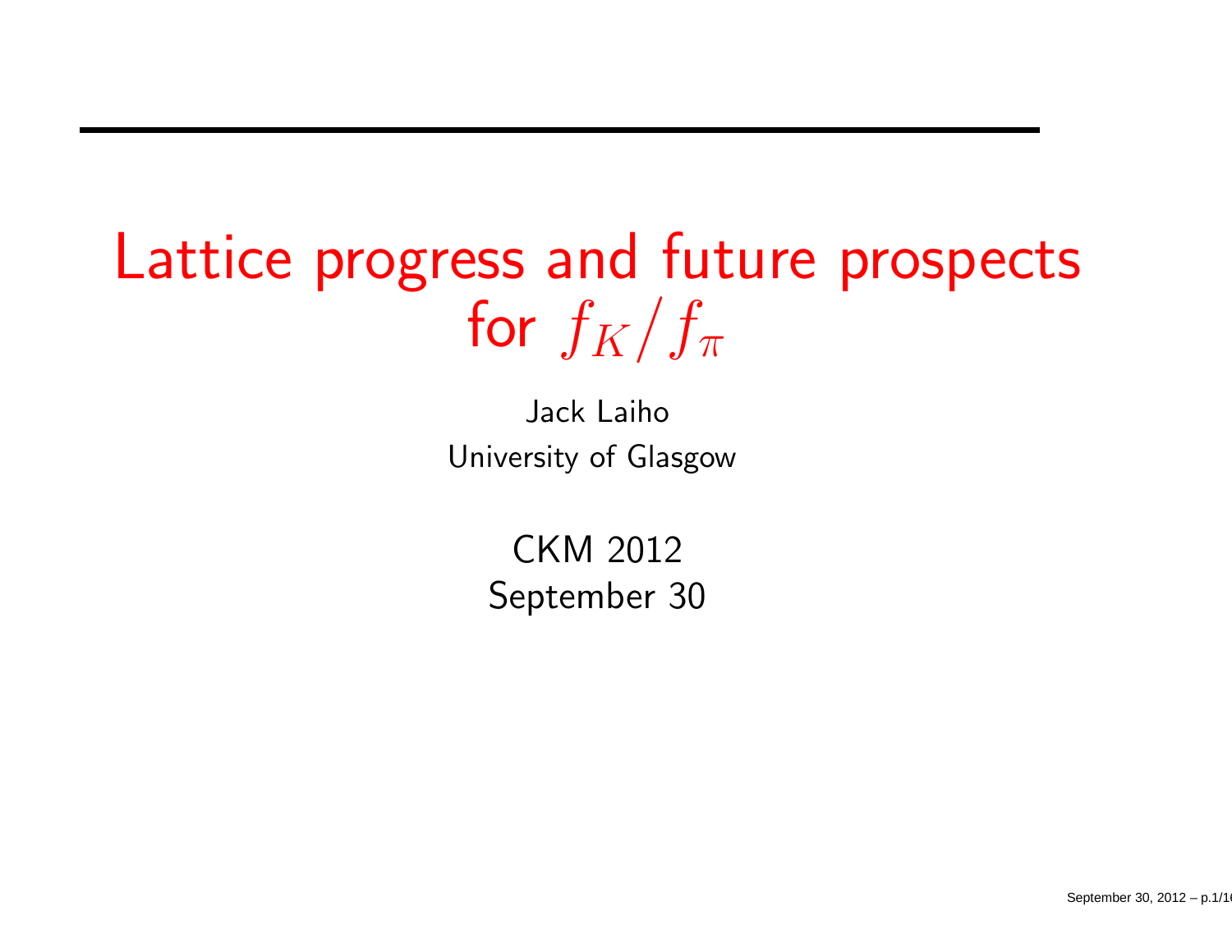# Lattice progress and future prospects for $f_K/f_\pi$

Jack Laiho

University of Glasgow

CKM 2012

September 30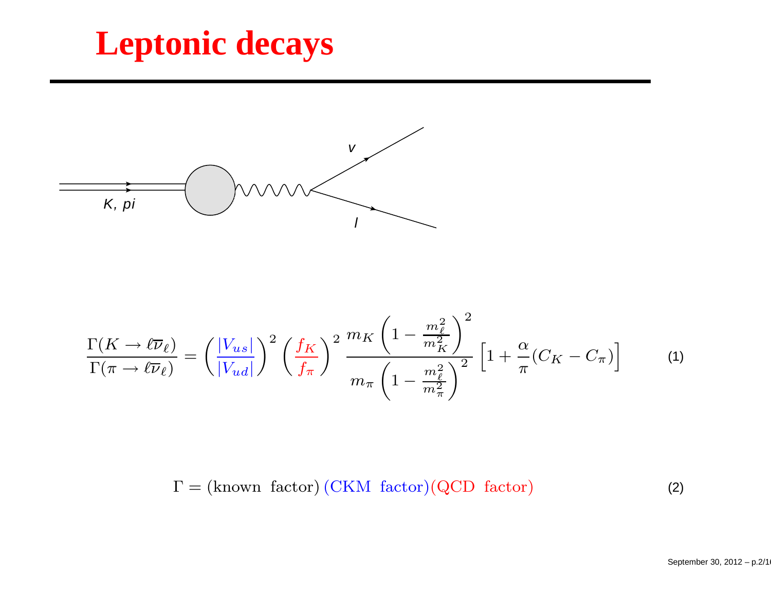# Leptonic decays

K, pi

v

l

$$\frac{\Gamma(K \to \ell \overline{\nu}_\ell)}{\Gamma(\pi \to \ell \overline{\nu}_\ell)} = \left(\frac{|V_{us}|}{|V_{ud}|}\right)^2 \left(\frac{f_K}{f_\pi}\right)^2 \frac{m_K \left(1 - \frac{m_\ell^2}{m_K^2}\right)^2}{m_\pi \left(1 - \frac{m_\ell^2}{m_\pi^2}\right)^2} \left[1 + \frac{\alpha}{\pi}(C_K - C_\pi)\right] \tag{1}$$

$$\Gamma = (\text{known factor})\,(\text{CKM factor})(\text{QCD factor}) \tag{2}$$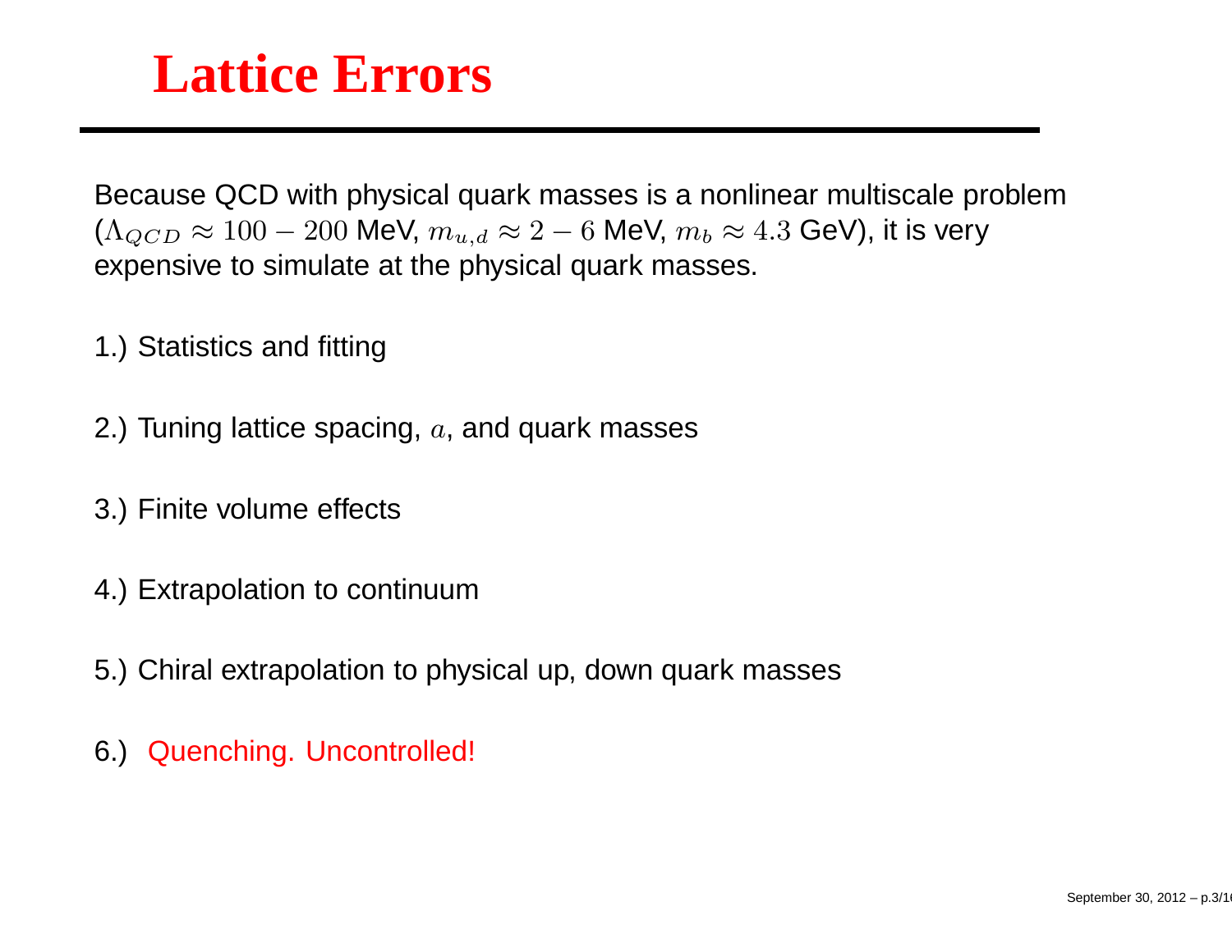# Lattice Errors

Because QCD with physical quark masses is a nonlinear multiscale problem ($\Lambda_{QCD} \approx 100 - 200$ MeV, $m_{u,d} \approx 2 - 6$ MeV, $m_b \approx 4.3$ GeV), it is very expensive to simulate at the physical quark masses.

1.) Statistics and fitting

2.) Tuning lattice spacing, $a$, and quark masses

3.) Finite volume effects

4.) Extrapolation to continuum

5.) Chiral extrapolation to physical up, down quark masses

6.) Quenching. Uncontrolled!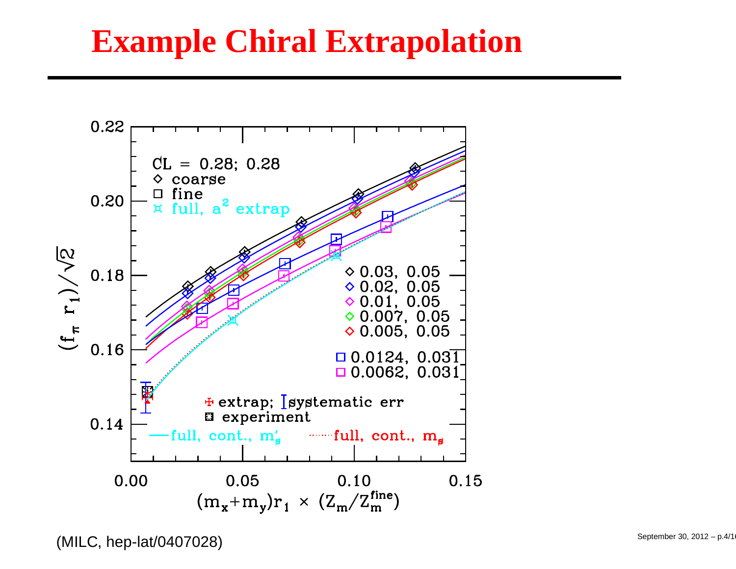# Example Chiral Extrapolation

(MILC, hep-lat/0407028)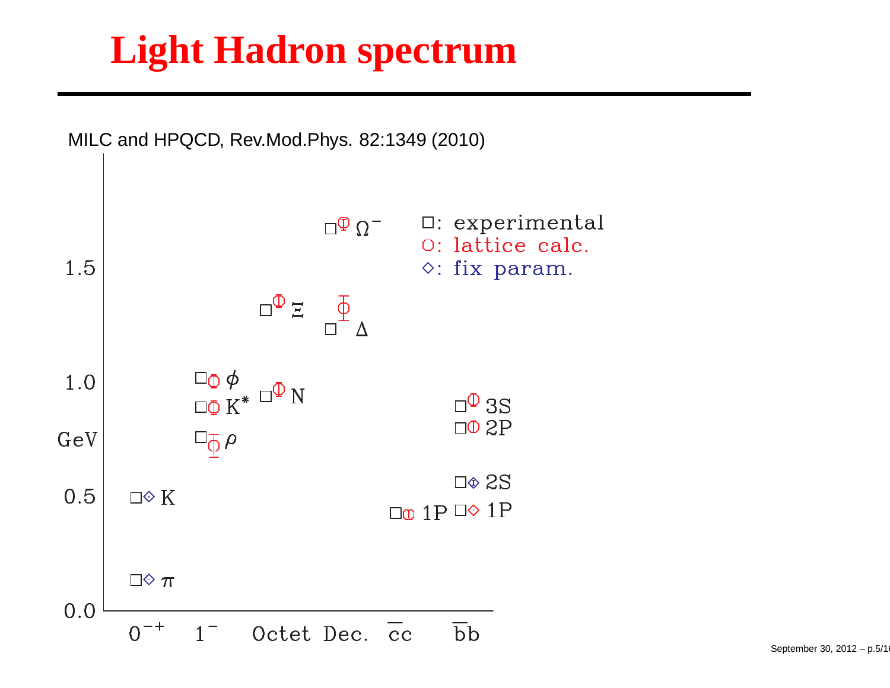# Light Hadron spectrum

MILC and HPQCD, Rev.Mod.Phys. 82:1349 (2010)

□: experimental
○: lattice calc.
◇: fix param.

GeV

1.5

1.0

0.5

0.0

$\Omega^-$ · $\Xi$ · $\Delta$ · $\phi$ · $K^*$ · $\rho$ · N · K · $\pi$ · 3S · 2P · 2S · 1P · 1P

$0^{-+}$ · $1^-$ · Octet · Dec. · $\overline{c}c$ · $\overline{b}b$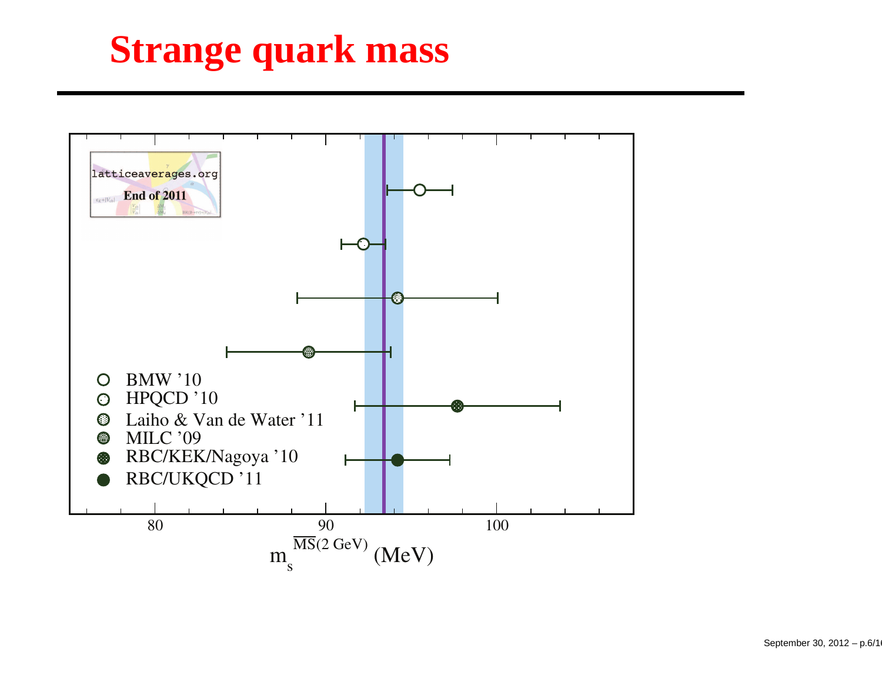# Strange quark mass

latticeaverages.org

End of 2011

- BMW '10
- HPQCD '10
- Laiho & Van de Water '11
- MILC '09
- RBC/KEK/Nagoya '10
- RBC/UKQCD '11

80 90 100

$m_s^{\overline{MS}(2\,\mathrm{GeV})}$ (MeV)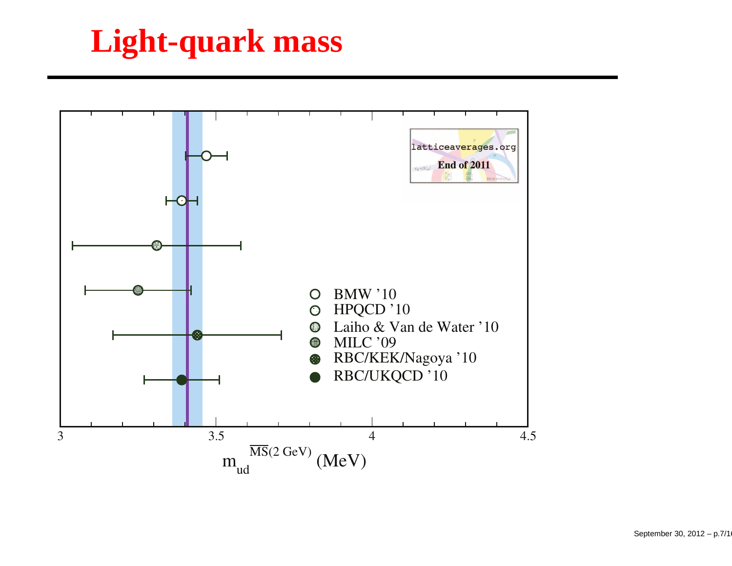# Light-quark mass

latticeaverages.org

End of 2011

- BMW '10
- HPQCD '10
- Laiho & Van de Water '10
- MILC '09
- RBC/KEK/Nagoya '10
- RBC/UKQCD '10

3 3.5 4 4.5

$m_{ud}^{\overline{MS}(2\text{ GeV})}$ (MeV)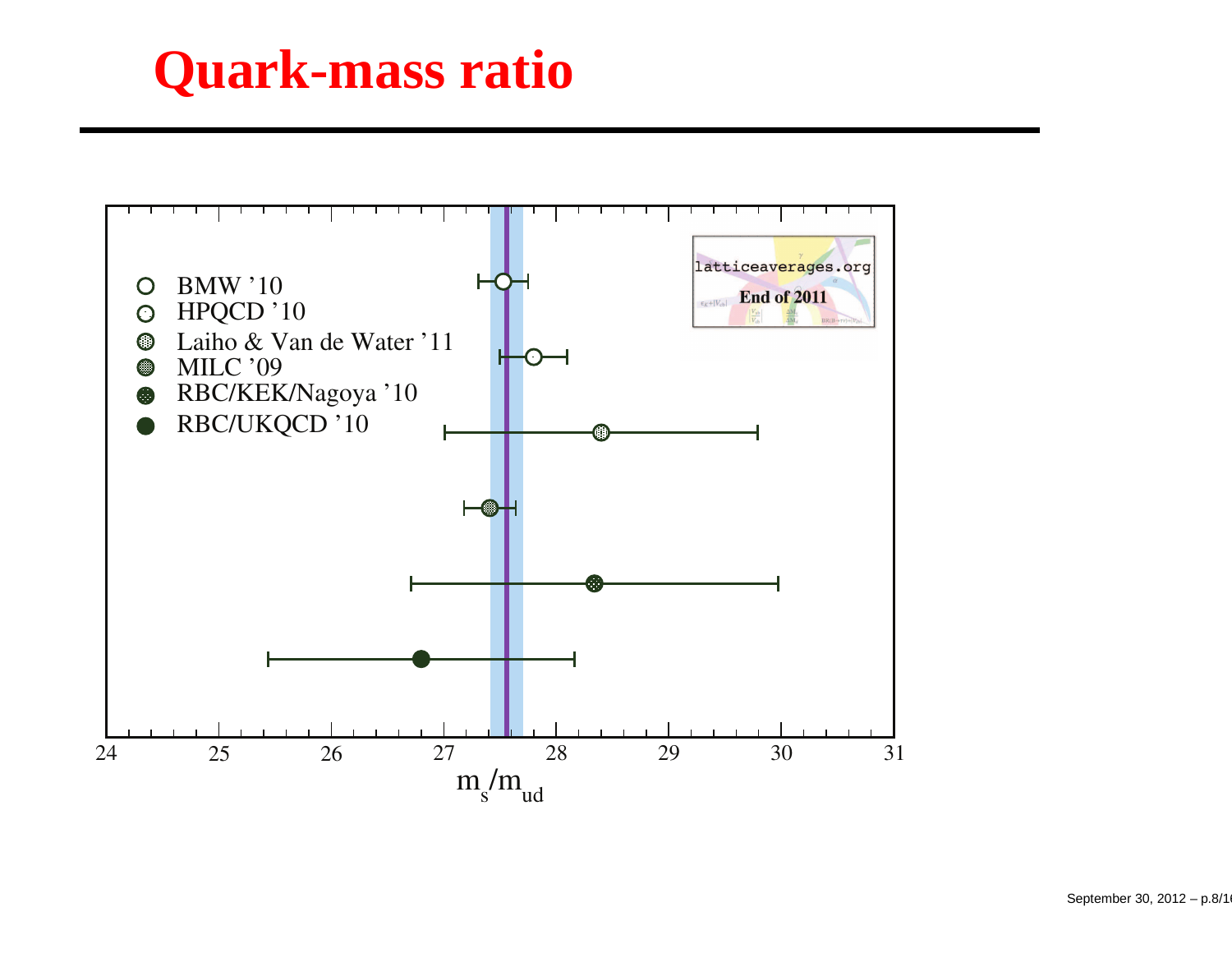# Quark-mass ratio

- BMW '10
- HPQCD '10
- Laiho & Van de Water '11
- MILC '09
- RBC/KEK/Nagoya '10
- RBC/UKQCD '10

latticeaverages.org

**End of 2011**

24 25 26 27 28 29 30 31

$m_s/m_{ud}$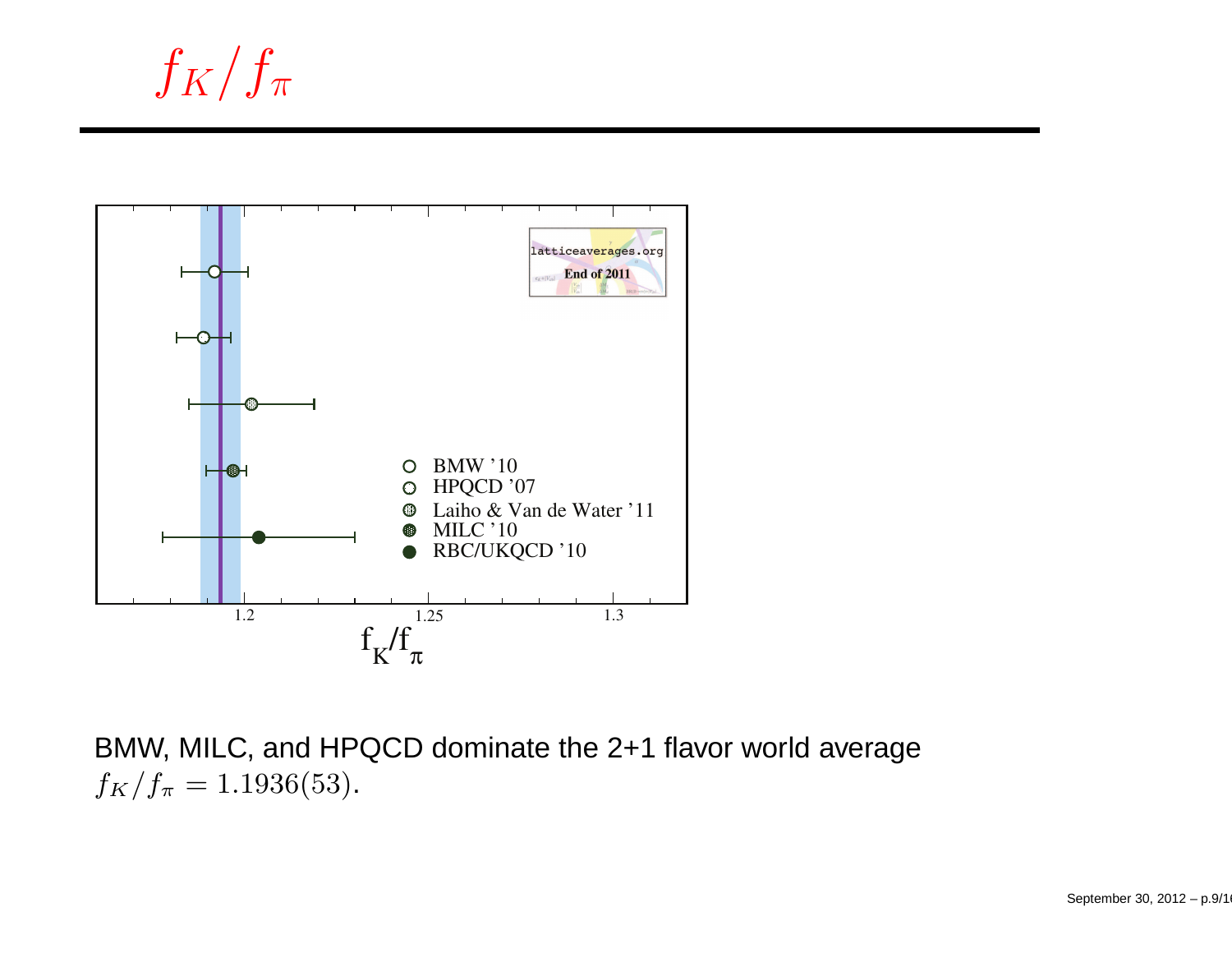# $f_K/f_\pi$

BMW, MILC, and HPQCD dominate the 2+1 flavor world average $f_K/f_\pi = 1.1936(53)$.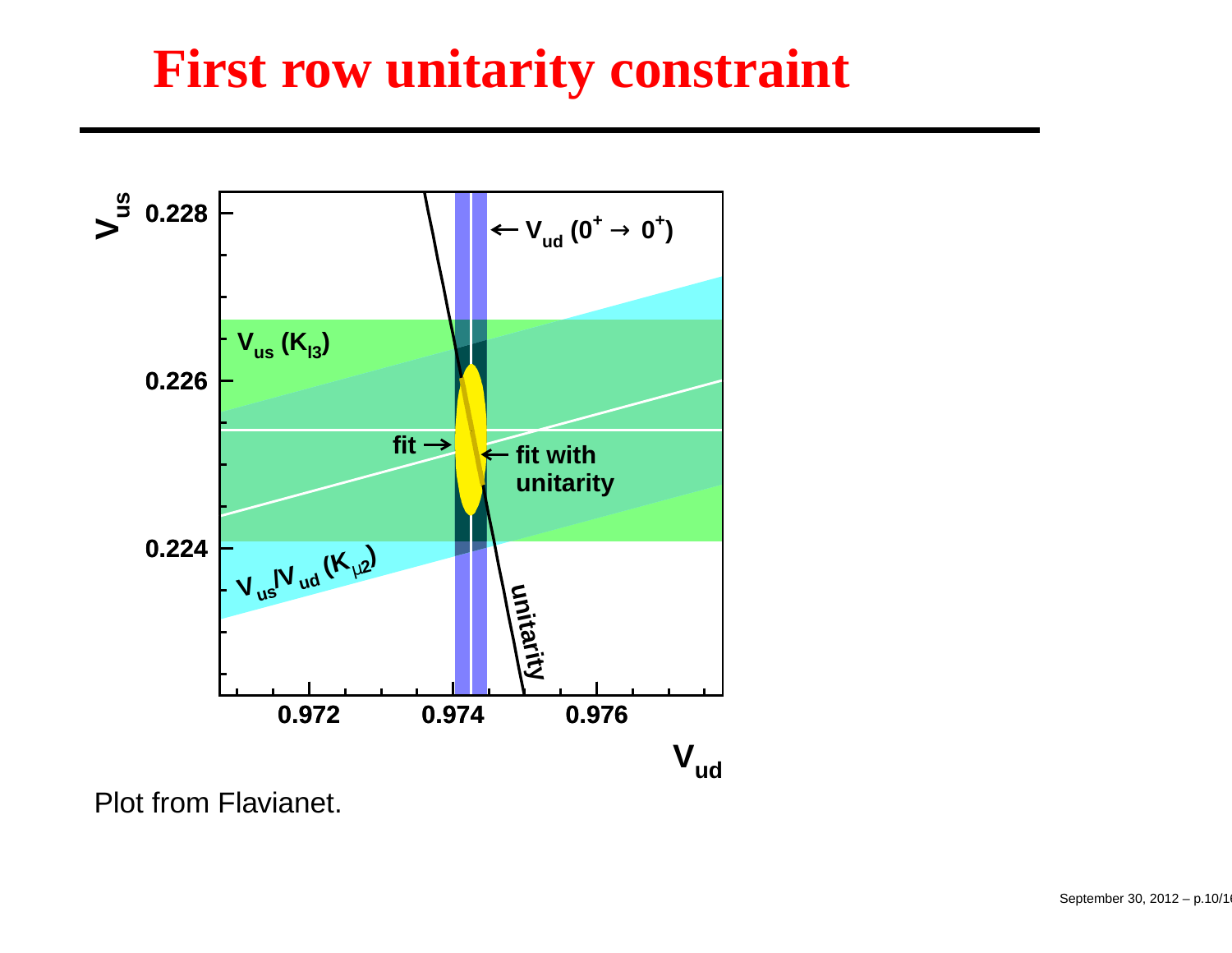# First row unitarity constraint

Plot from Flavianet.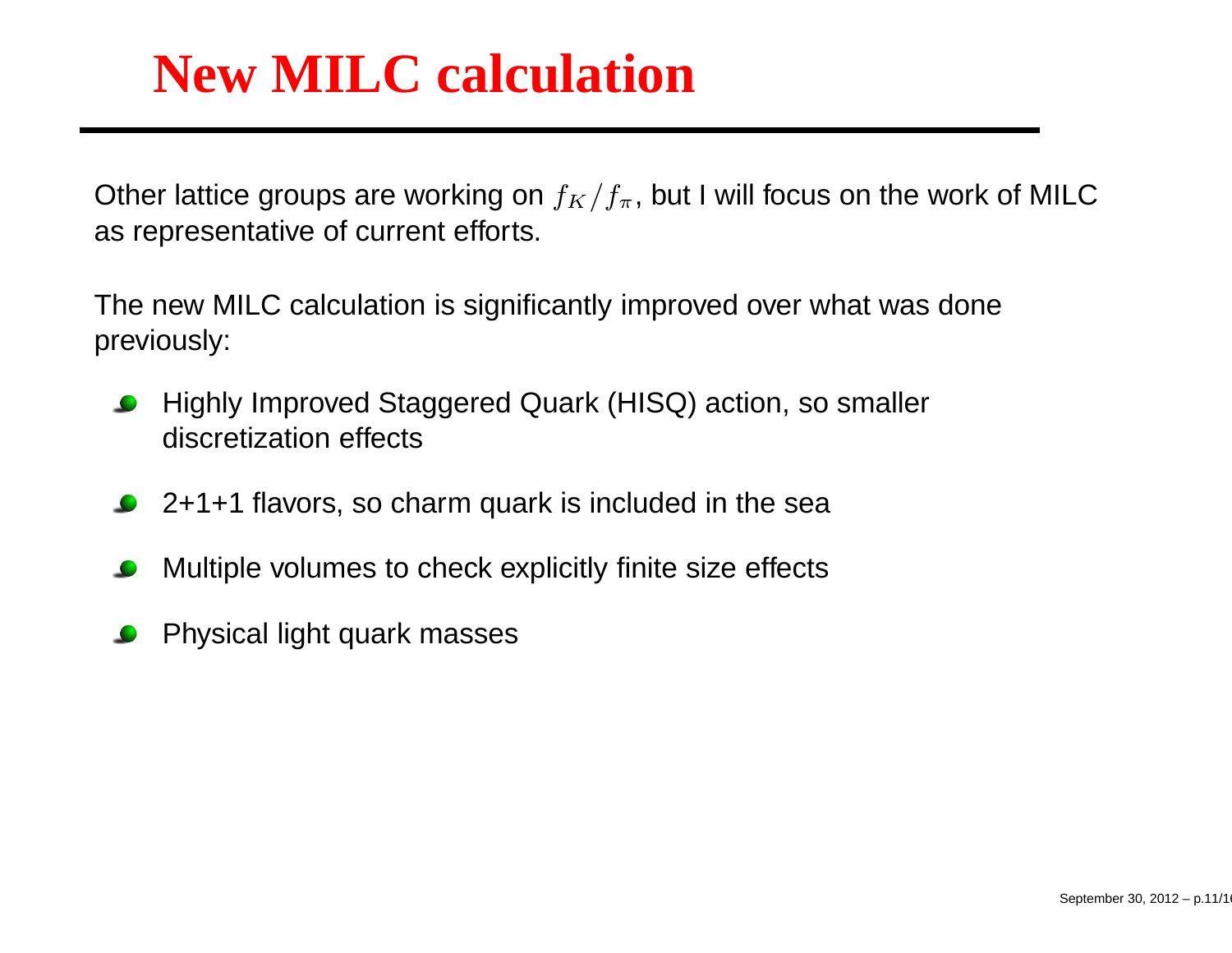# New MILC calculation

Other lattice groups are working on $f_K/f_\pi$, but I will focus on the work of MILC as representative of current efforts.

The new MILC calculation is significantly improved over what was done previously:

- Highly Improved Staggered Quark (HISQ) action, so smaller discretization effects
- 2+1+1 flavors, so charm quark is included in the sea
- Multiple volumes to check explicitly finite size effects
- Physical light quark masses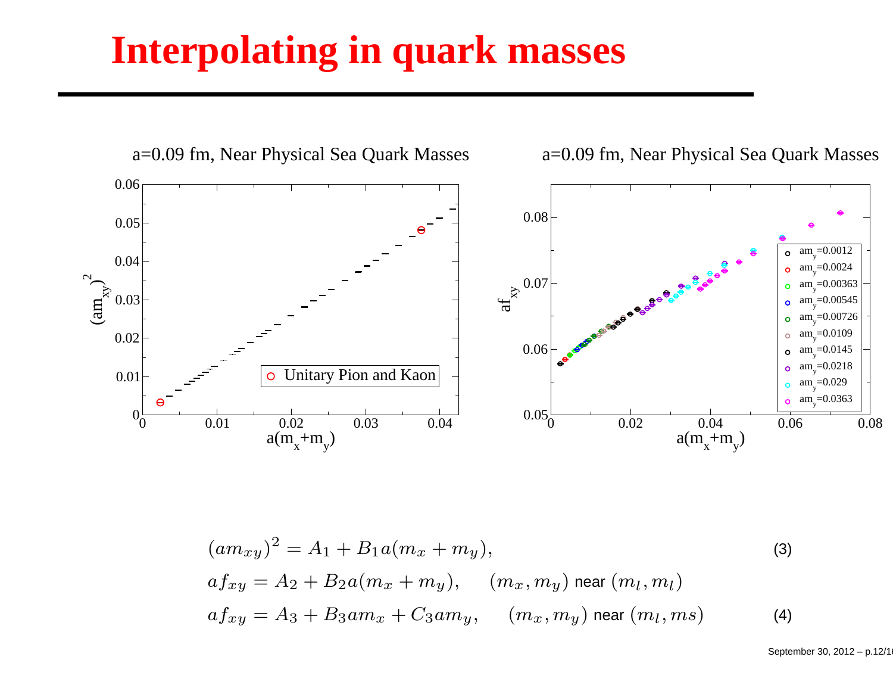# Interpolating in quark masses

a=0.09 fm, Near Physical Sea Quark Masses

a=0.09 fm, Near Physical Sea Quark Masses

$$(am_{xy})^2 = A_1 + B_1 a(m_x + m_y), \tag{3}$$

$$af_{xy} = A_2 + B_2 a(m_x + m_y), \qquad (m_x, m_y) \text{ near } (m_l, m_l)$$

$$af_{xy} = A_3 + B_3 am_x + C_3 am_y, \qquad (m_x, m_y) \text{ near } (m_l, ms) \tag{4}$$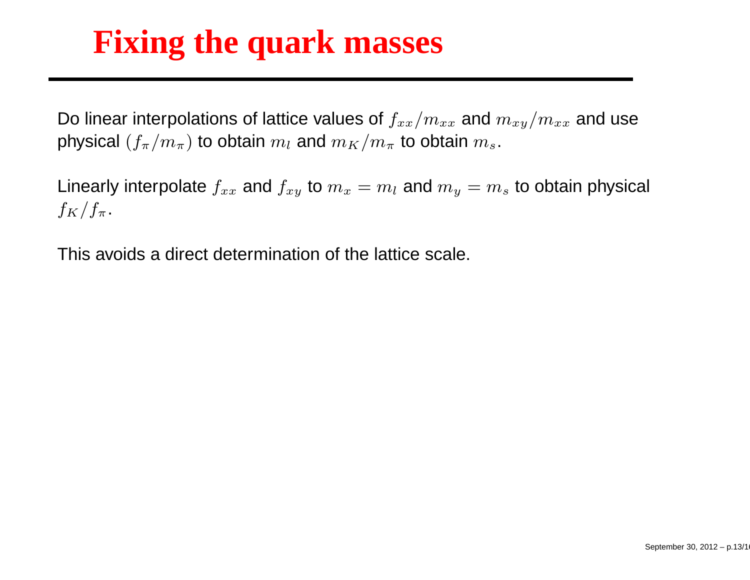# Fixing the quark masses

Do linear interpolations of lattice values of $f_{xx}/m_{xx}$ and $m_{xy}/m_{xx}$ and use physical $(f_\pi/m_\pi)$ to obtain $m_l$ and $m_K/m_\pi$ to obtain $m_s$.

Linearly interpolate $f_{xx}$ and $f_{xy}$ to $m_x = m_l$ and $m_y = m_s$ to obtain physical $f_K/f_\pi$.

This avoids a direct determination of the lattice scale.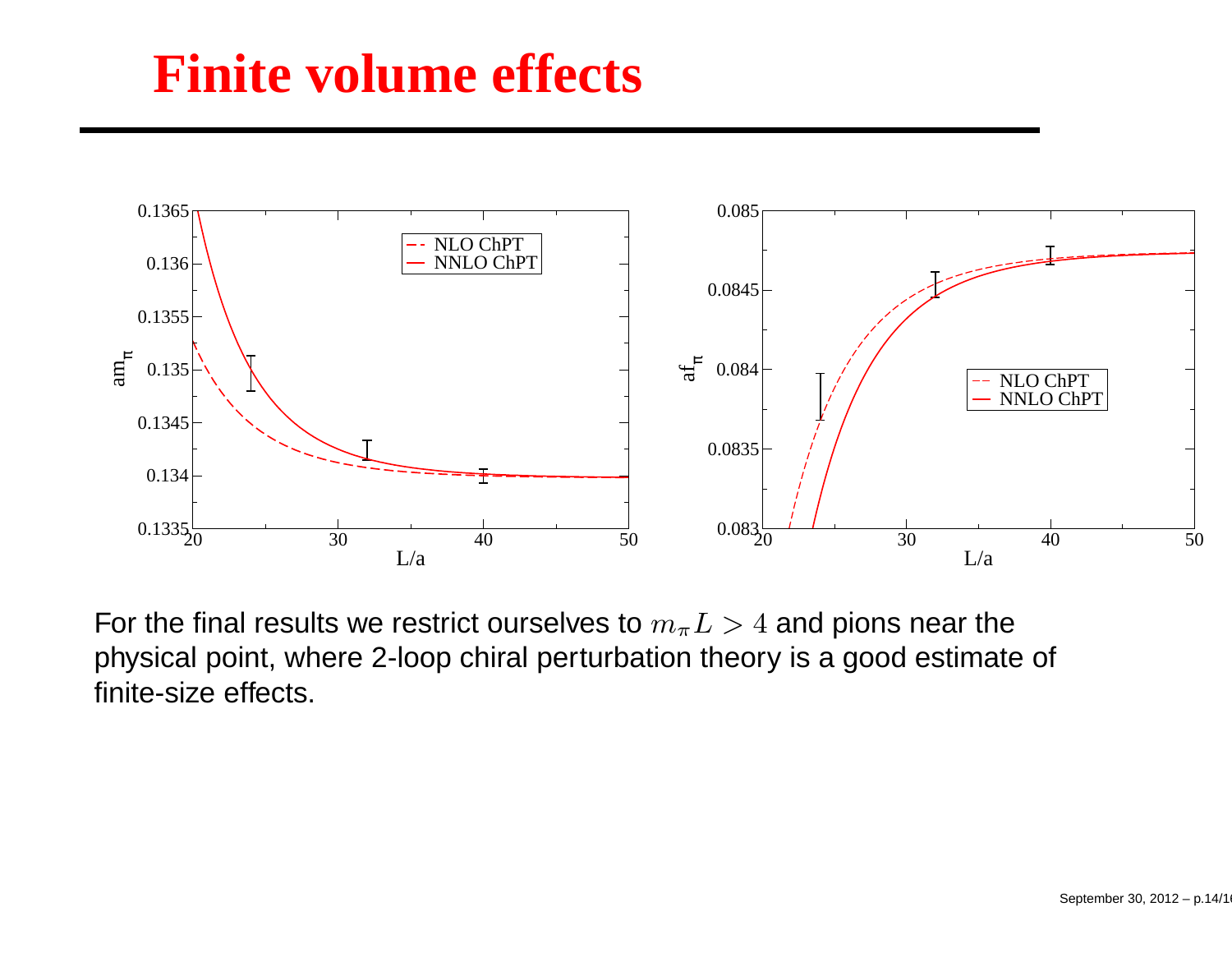# Finite volume effects

For the final results we restrict ourselves to $m_\pi L > 4$ and pions near the physical point, where 2-loop chiral perturbation theory is a good estimate of finite-size effects.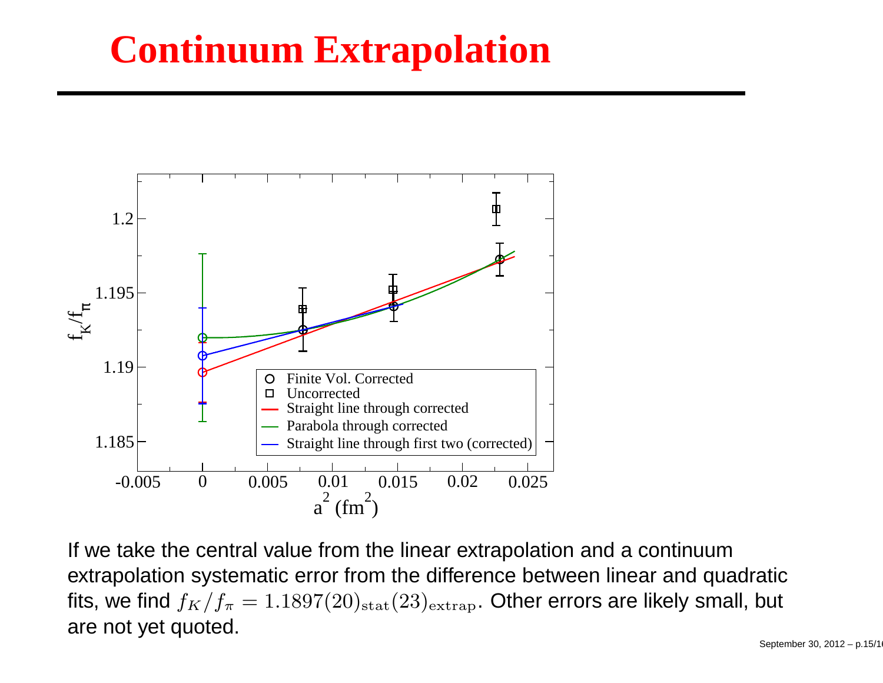# Continuum Extrapolation

If we take the central value from the linear extrapolation and a continuum extrapolation systematic error from the difference between linear and quadratic fits, we find $f_K/f_\pi = 1.1897(20)_{\rm stat}(23)_{\rm extrap}$. Other errors are likely small, but are not yet quoted.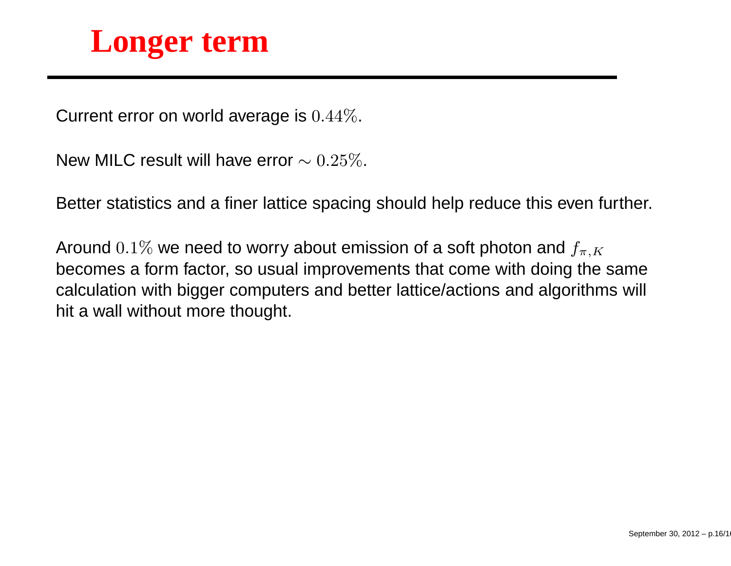# Longer term

Current error on world average is $0.44\%$.

New MILC result will have error $\sim 0.25\%$.

Better statistics and a finer lattice spacing should help reduce this even further.

Around $0.1\%$ we need to worry about emission of a soft photon and $f_{\pi,K}$ becomes a form factor, so usual improvements that come with doing the same calculation with bigger computers and better lattice/actions and algorithms will hit a wall without more thought.